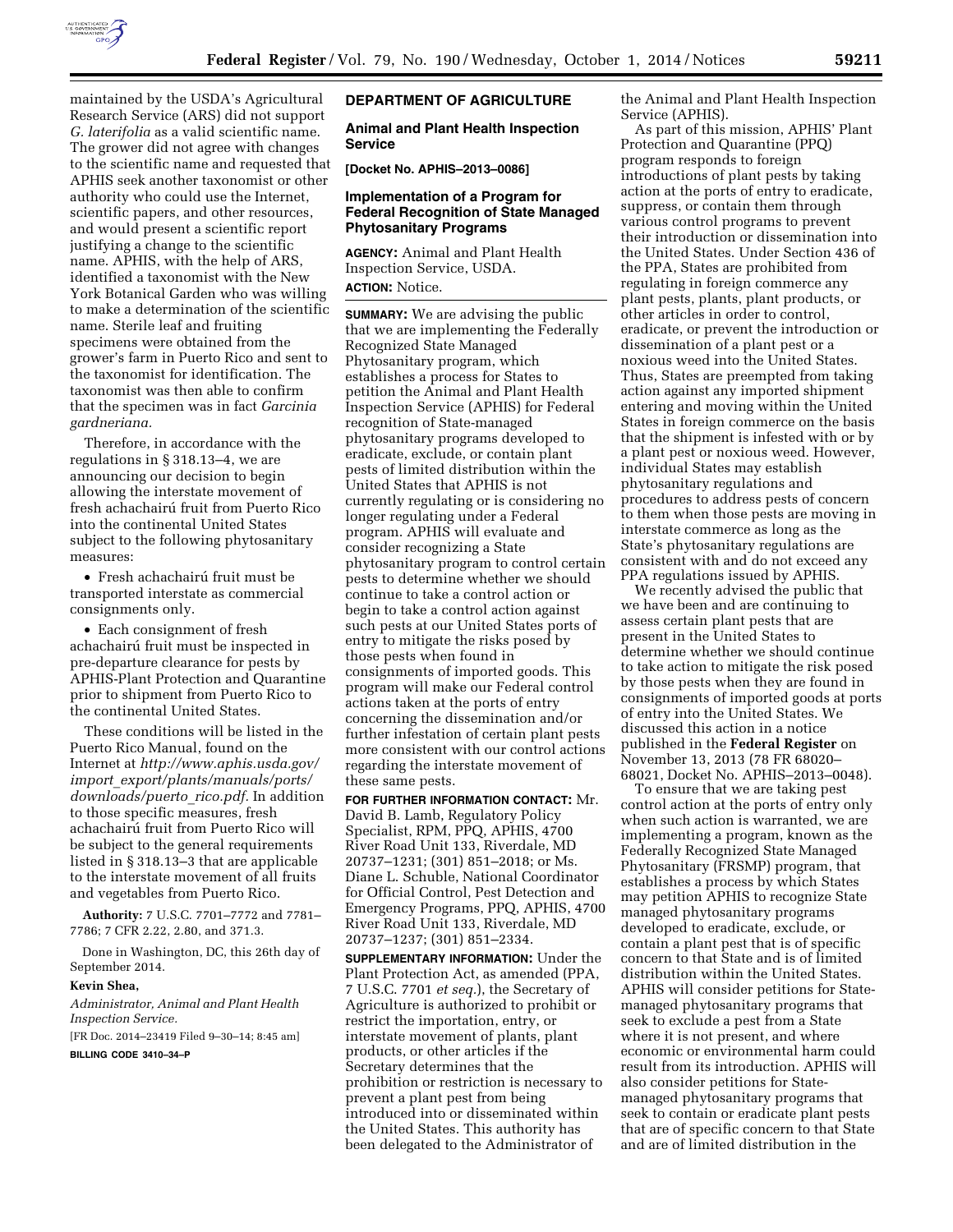maintained by the USDA's Agricultural Research Service (ARS) did not support *G. laterifolia* as a valid scientific name. The grower did not agree with changes to the scientific name and requested that APHIS seek another taxonomist or other authority who could use the Internet, scientific papers, and other resources, and would present a scientific report justifying a change to the scientific name. APHIS, with the help of ARS, identified a taxonomist with the New York Botanical Garden who was willing to make a determination of the scientific name. Sterile leaf and fruiting specimens were obtained from the grower's farm in Puerto Rico and sent to the taxonomist for identification. The taxonomist was then able to confirm that the specimen was in fact *Garcinia gardneriana.*

Therefore, in accordance with the regulations in § 318.13–4, we are announcing our decision to begin allowing the interstate movement of fresh achachairú fruit from Puerto Rico into the continental United States subject to the following phytosanitary measures:

- Fresh achachairú fruit must be transported interstate as commercial consignments only.
- Each consignment of fresh achachairú fruit must be inspected in pre-departure clearance for pests by APHIS-Plant Protection and Quarantine prior to shipment from Puerto Rico to the continental United States.

These conditions will be listed in the Puerto Rico Manual, found on the Internet at *http://www.aphis.usda.gov/import_export/plants/manuals/ports/downloads/puerto_rico.pdf.* In addition to those specific measures, fresh achachairú fruit from Puerto Rico will be subject to the general requirements listed in § 318.13–3 that are applicable to the interstate movement of all fruits and vegetables from Puerto Rico.

**Authority:** 7 U.S.C. 7701–7772 and 7781–7786; 7 CFR 2.22, 2.80, and 371.3.

Done in Washington, DC, this 26th day of September 2014.

**Kevin Shea,**

*Administrator, Animal and Plant Health Inspection Service.*

[FR Doc. 2014–23419 Filed 9–30–14; 8:45 am]

**BILLING CODE 3410–34–P**

## DEPARTMENT OF AGRICULTURE

### Animal and Plant Health Inspection Service

**[Docket No. APHIS–2013–0086]**

### Implementation of a Program for Federal Recognition of State Managed Phytosanitary Programs

**AGENCY:** Animal and Plant Health Inspection Service, USDA.

**ACTION:** Notice.

**SUMMARY:** We are advising the public that we are implementing the Federally Recognized State Managed Phytosanitary program, which establishes a process for States to petition the Animal and Plant Health Inspection Service (APHIS) for Federal recognition of State-managed phytosanitary programs developed to eradicate, exclude, or contain plant pests of limited distribution within the United States that APHIS is not currently regulating or is considering no longer regulating under a Federal program. APHIS will evaluate and consider recognizing a State phytosanitary program to control certain pests to determine whether we should continue to take a control action or begin to take a control action against such pests at our United States ports of entry to mitigate the risks posed by those pests when found in consignments of imported goods. This program will make our Federal control actions taken at the ports of entry concerning the dissemination and/or further infestation of certain plant pests more consistent with our control actions regarding the interstate movement of these same pests.

**FOR FURTHER INFORMATION CONTACT:** Mr. David B. Lamb, Regulatory Policy Specialist, RPM, PPQ, APHIS, 4700 River Road Unit 133, Riverdale, MD 20737–1231; (301) 851–2018; or Ms. Diane L. Schuble, National Coordinator for Official Control, Pest Detection and Emergency Programs, PPQ, APHIS, 4700 River Road Unit 133, Riverdale, MD 20737–1237; (301) 851–2334.

**SUPPLEMENTARY INFORMATION:** Under the Plant Protection Act, as amended (PPA, 7 U.S.C. 7701 *et seq.*), the Secretary of Agriculture is authorized to prohibit or restrict the importation, entry, or interstate movement of plants, plant products, or other articles if the Secretary determines that the prohibition or restriction is necessary to prevent a plant pest from being introduced into or disseminated within the United States. This authority has been delegated to the Administrator of the Animal and Plant Health Inspection Service (APHIS).

As part of this mission, APHIS' Plant Protection and Quarantine (PPQ) program responds to foreign introductions of plant pests by taking action at the ports of entry to eradicate, suppress, or contain them through various control programs to prevent their introduction or dissemination into the United States. Under Section 436 of the PPA, States are prohibited from regulating in foreign commerce any plant pests, plants, plant products, or other articles in order to control, eradicate, or prevent the introduction or dissemination of a plant pest or a noxious weed into the United States. Thus, States are preempted from taking action against any imported shipment entering and moving within the United States in foreign commerce on the basis that the shipment is infested with or by a plant pest or noxious weed. However, individual States may establish phytosanitary regulations and procedures to address pests of concern to them when those pests are moving in interstate commerce as long as the State's phytosanitary regulations are consistent with and do not exceed any PPA regulations issued by APHIS.

We recently advised the public that we have been and are continuing to assess certain plant pests that are present in the United States to determine whether we should continue to take action to mitigate the risk posed by those pests when they are found in consignments of imported goods at ports of entry into the United States. We discussed this action in a notice published in the **Federal Register** on November 13, 2013 (78 FR 68020–68021, Docket No. APHIS–2013–0048).

To ensure that we are taking pest control action at the ports of entry only when such action is warranted, we are implementing a program, known as the Federally Recognized State Managed Phytosanitary (FRSMP) program, that establishes a process by which States may petition APHIS to recognize State managed phytosanitary programs developed to eradicate, exclude, or contain a plant pest that is of specific concern to that State and is of limited distribution within the United States. APHIS will consider petitions for State-managed phytosanitary programs that seek to exclude a pest from a State where it is not present, and where economic or environmental harm could result from its introduction. APHIS will also consider petitions for State-managed phytosanitary programs that seek to contain or eradicate plant pests that are of specific concern to that State and are of limited distribution in the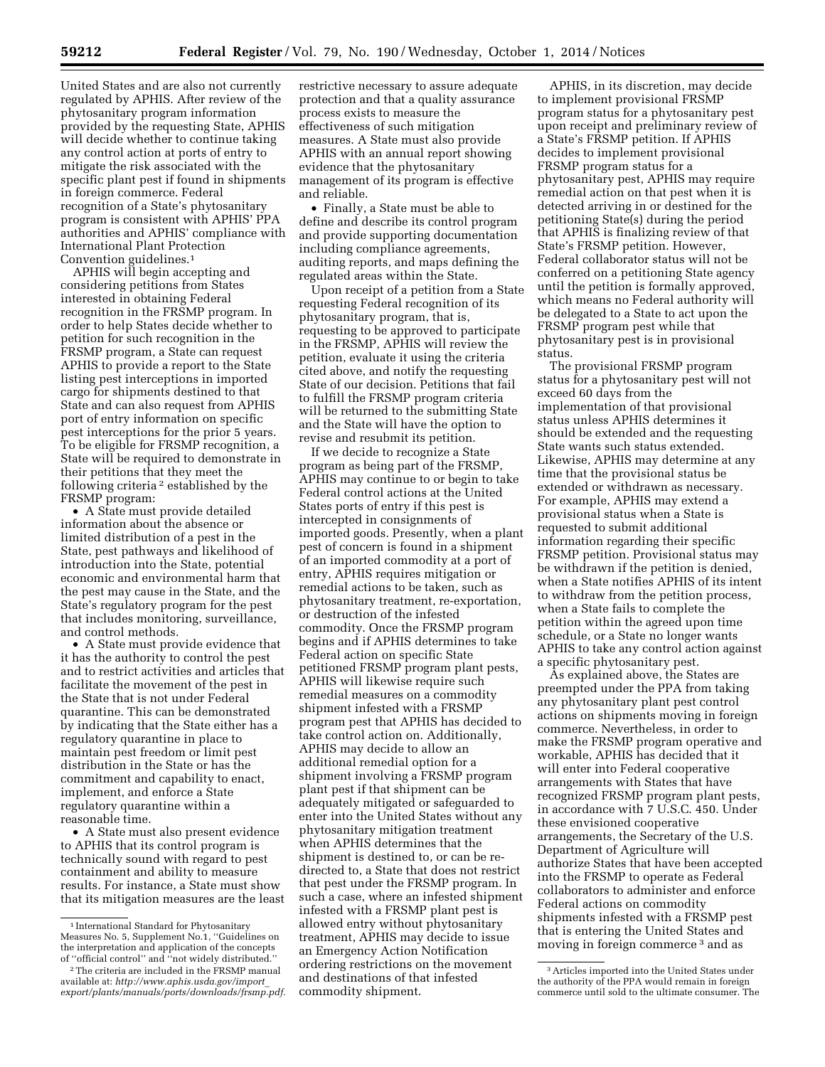United States and are also not currently regulated by APHIS. After review of the phytosanitary program information provided by the requesting State, APHIS will decide whether to continue taking any control action at ports of entry to mitigate the risk associated with the specific plant pest if found in shipments in foreign commerce. Federal recognition of a State's phytosanitary program is consistent with APHIS' PPA authorities and APHIS' compliance with International Plant Protection Convention guidelines.[1]

APHIS will begin accepting and considering petitions from States interested in obtaining Federal recognition in the FRSMP program. In order to help States decide whether to petition for such recognition in the FRSMP program, a State can request APHIS to provide a report to the State listing pest interceptions in imported cargo for shipments destined to that State and can also request from APHIS port of entry information on specific pest interceptions for the prior 5 years. To be eligible for FRSMP recognition, a State will be required to demonstrate in their petitions that they meet the following criteria[2] established by the FRSMP program:

- A State must provide detailed information about the absence or limited distribution of a pest in the State, pest pathways and likelihood of introduction into the State, potential economic and environmental harm that the pest may cause in the State, and the State's regulatory program for the pest that includes monitoring, surveillance, and control methods.
- A State must provide evidence that it has the authority to control the pest and to restrict activities and articles that facilitate the movement of the pest in the State that is not under Federal quarantine. This can be demonstrated by indicating that the State either has a regulatory quarantine in place to maintain pest freedom or limit pest distribution in the State or has the commitment and capability to enact, implement, and enforce a State regulatory quarantine within a reasonable time.
- A State must also present evidence to APHIS that its control program is technically sound with regard to pest containment and ability to measure results. For instance, a State must show that its mitigation measures are the least restrictive necessary to assure adequate protection and that a quality assurance process exists to measure the effectiveness of such mitigation measures. A State must also provide APHIS with an annual report showing evidence that the phytosanitary management of its program is effective and reliable.
- Finally, a State must be able to define and describe its control program and provide supporting documentation including compliance agreements, auditing reports, and maps defining the regulated areas within the State.

Upon receipt of a petition from a State requesting Federal recognition of its phytosanitary program, that is, requesting to be approved to participate in the FRSMP, APHIS will review the petition, evaluate it using the criteria cited above, and notify the requesting State of our decision. Petitions that fail to fulfill the FRSMP program criteria will be returned to the submitting State and the State will have the option to revise and resubmit its petition.

If we decide to recognize a State program as being part of the FRSMP, APHIS may continue to or begin to take Federal control actions at the United States ports of entry if this pest is intercepted in consignments of imported goods. Presently, when a plant pest of concern is found in a shipment of an imported commodity at a port of entry, APHIS requires mitigation or remedial actions to be taken, such as phytosanitary treatment, re-exportation, or destruction of the infested commodity. Once the FRSMP program begins and if APHIS determines to take Federal action on specific State petitioned FRSMP program plant pests, APHIS will likewise require such remedial measures on a commodity shipment infested with a FRSMP program pest that APHIS has decided to take control action on. Additionally, APHIS may decide to allow an additional remedial option for a shipment involving a FRSMP program plant pest if that shipment can be adequately mitigated or safeguarded to enter into the United States without any phytosanitary mitigation treatment when APHIS determines that the shipment is destined to, or can be re-directed to, a State that does not restrict that pest under the FRSMP program. In such a case, where an infested shipment infested with a FRSMP plant pest is allowed entry without phytosanitary treatment, APHIS may decide to issue an Emergency Action Notification ordering restrictions on the movement and destinations of that infested commodity shipment.

APHIS, in its discretion, may decide to implement provisional FRSMP program status for a phytosanitary pest upon receipt and preliminary review of a State's FRSMP petition. If APHIS decides to implement provisional FRSMP program status for a phytosanitary pest, APHIS may require remedial action on that pest when it is detected arriving in or destined for the petitioning State(s) during the period that APHIS is finalizing review of that State's FRSMP petition. However, Federal collaborator status will not be conferred on a petitioning State agency until the petition is formally approved, which means no Federal authority will be delegated to a State to act upon the FRSMP program pest while that phytosanitary pest is in provisional status.

The provisional FRSMP program status for a phytosanitary pest will not exceed 60 days from the implementation of that provisional status unless APHIS determines it should be extended and the requesting State wants such status extended. Likewise, APHIS may determine at any time that the provisional status be extended or withdrawn as necessary. For example, APHIS may extend a provisional status when a State is requested to submit additional information regarding their specific FRSMP petition. Provisional status may be withdrawn if the petition is denied, when a State notifies APHIS of its intent to withdraw from the petition process, when a State fails to complete the petition within the agreed upon time schedule, or a State no longer wants APHIS to take any control action against a specific phytosanitary pest.

As explained above, the States are preempted under the PPA from taking any phytosanitary plant pest control actions on shipments moving in foreign commerce. Nevertheless, in order to make the FRSMP program operative and workable, APHIS has decided that it will enter into Federal cooperative arrangements with States that have recognized FRSMP program plant pests, in accordance with 7 U.S.C. 450. Under these envisioned cooperative arrangements, the Secretary of the U.S. Department of Agriculture will authorize States that have been accepted into the FRSMP to operate as Federal collaborators to administer and enforce Federal actions on commodity shipments infested with a FRSMP pest that is entering the United States and moving in foreign commerce[3] and as

---

[1] International Standard for Phytosanitary Measures No. 5, Supplement No.1, "Guidelines on the interpretation and application of the concepts of "official control" and "not widely distributed."

[2] The criteria are included in the FRSMP manual available at: *http://www.aphis.usda.gov/import_export/plants/manuals/ports/downloads/frsmp.pdf.*

[3] Articles imported into the United States under the authority of the PPA would remain in foreign commerce until sold to the ultimate consumer. The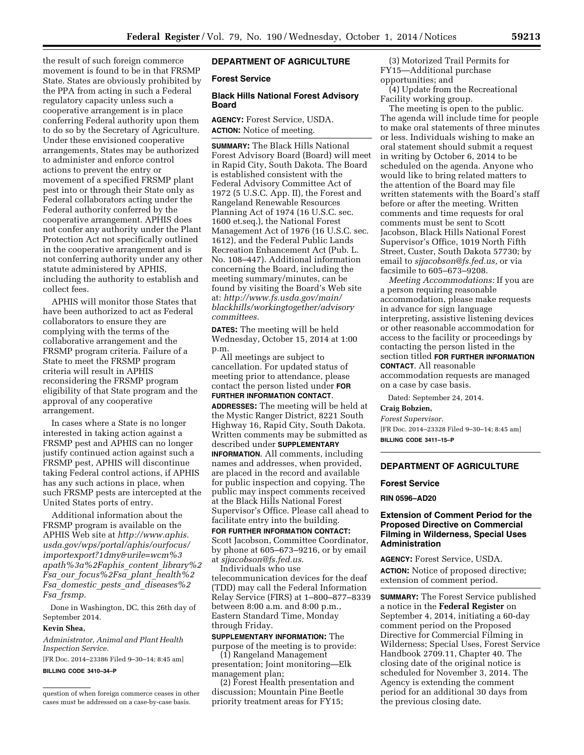the result of such foreign commerce movement is found to be in that FRSMP State. States are obviously prohibited by the PPA from acting in such a Federal regulatory capacity unless such a cooperative arrangement is in place conferring Federal authority upon them to do so by the Secretary of Agriculture. Under these envisioned cooperative arrangements, States may be authorized to administer and enforce control actions to prevent the entry or movement of a specified FRSMP plant pest into or through their State only as Federal collaborators acting under the Federal authority conferred by the cooperative arrangement. APHIS does not confer any authority under the Plant Protection Act not specifically outlined in the cooperative arrangement and is not conferring authority under any other statute administered by APHIS, including the authority to establish and collect fees.

APHIS will monitor those States that have been authorized to act as Federal collaborators to ensure they are complying with the terms of the collaborative arrangement and the FRSMP program criteria. Failure of a State to meet the FRSMP program criteria will result in APHIS reconsidering the FRSMP program eligibility of that State program and the approval of any cooperative arrangement.

In cases where a State is no longer interested in taking action against a FRSMP pest and APHIS can no longer justify continued action against such a FRSMP pest, APHIS will discontinue taking Federal control actions, if APHIS has any such actions in place, when such FRSMP pests are intercepted at the United States ports of entry.

Additional information about the FRSMP program is available on the APHIS Web site at *http://www.aphis.usda.gov/wps/portal/aphis/ourfocus/importexport?1dmy&urile=wcm%3apath%3a%2Faphis_content_library%2Fsa_our_focus%2Fsa_plant_health%2Fsa_domestic_pests_and_diseases%2Fsa_frsmp.*

Done in Washington, DC, this 26th day of September 2014.

**Kevin Shea,**

*Administrator, Animal and Plant Health Inspection Service.*

[FR Doc. 2014–23386 Filed 9–30–14; 8:45 am]

**BILLING CODE 3410–34–P**

question of when foreign commerce ceases in other cases must be addressed on a case-by-case basis.

## DEPARTMENT OF AGRICULTURE

### Forest Service

### Black Hills National Forest Advisory Board

**AGENCY:** Forest Service, USDA.

**ACTION:** Notice of meeting.

**SUMMARY:** The Black Hills National Forest Advisory Board (Board) will meet in Rapid City, South Dakota. The Board is established consistent with the Federal Advisory Committee Act of 1972 (5 U.S.C. App. II), the Forest and Rangeland Renewable Resources Planning Act of 1974 (16 U.S.C. sec. 1600 et.seq.), the National Forest Management Act of 1976 (16 U.S.C. sec. 1612), and the Federal Public Lands Recreation Enhancement Act (Pub. L. No. 108–447). Additional information concerning the Board, including the meeting summary/minutes, can be found by visiting the Board's Web site at: *http://www.fs.usda.gov/main/blackhills/workingtogether/advisorycommittees.*

**DATES:** The meeting will be held Wednesday, October 15, 2014 at 1:00 p.m.

All meetings are subject to cancellation. For updated status of meeting prior to attendance, please contact the person listed under **FOR FURTHER INFORMATION CONTACT**.

**ADDRESSES:** The meeting will be held at the Mystic Ranger District, 8221 South Highway 16, Rapid City, South Dakota. Written comments may be submitted as described under **SUPPLEMENTARY INFORMATION**. All comments, including names and addresses, when provided, are placed in the record and available for public inspection and copying. The public may inspect comments received at the Black Hills National Forest Supervisor's Office. Please call ahead to facilitate entry into the building.

**FOR FURTHER INFORMATION CONTACT:** Scott Jacobson, Committee Coordinator, by phone at 605–673–9216, or by email at *sjjacobson@fs.fed.us.*

Individuals who use telecommunication devices for the deaf (TDD) may call the Federal Information Relay Service (FIRS) at 1–800–877–8339 between 8:00 a.m. and 8:00 p.m., Eastern Standard Time, Monday through Friday.

**SUPPLEMENTARY INFORMATION:** The purpose of the meeting is to provide:

(1) Rangeland Management presentation; Joint monitoring—Elk management plan;

(2) Forest Health presentation and discussion; Mountain Pine Beetle priority treatment areas for FY15;

(3) Motorized Trail Permits for FY15—Additional purchase opportunities; and

(4) Update from the Recreational Facility working group.

The meeting is open to the public. The agenda will include time for people to make oral statements of three minutes or less. Individuals wishing to make an oral statement should submit a request in writing by October 6, 2014 to be scheduled on the agenda. Anyone who would like to bring related matters to the attention of the Board may file written statements with the Board's staff before or after the meeting. Written comments and time requests for oral comments must be sent to Scott Jacobson, Black Hills National Forest Supervisor's Office, 1019 North Fifth Street, Custer, South Dakota 57730; by email to *sjjacobson@fs.fed.us,* or via facsimile to 605–673–9208.

*Meeting Accommodations:* If you are a person requiring reasonable accommodation, please make requests in advance for sign language interpreting, assistive listening devices or other reasonable accommodation for access to the facility or proceedings by contacting the person listed in the section titled **FOR FURTHER INFORMATION CONTACT**. All reasonable accommodation requests are managed on a case by case basis.

Dated: September 24, 2014.

**Craig Bobzien,**

*Forest Supervisor.*

[FR Doc. 2014–23328 Filed 9–30–14; 8:45 am]

**BILLING CODE 3411–15–P**

## DEPARTMENT OF AGRICULTURE

### Forest Service

**RIN 0596–AD20**

### Extension of Comment Period for the Proposed Directive on Commercial Filming in Wilderness, Special Uses Administration

**AGENCY:** Forest Service, USDA.

**ACTION:** Notice of proposed directive; extension of comment period.

**SUMMARY:** The Forest Service published a notice in the **Federal Register** on September 4, 2014, initiating a 60-day comment period on the Proposed Directive for Commercial Filming in Wilderness; Special Uses, Forest Service Handbook 2709.11, Chapter 40. The closing date of the original notice is scheduled for November 3, 2014. The Agency is extending the comment period for an additional 30 days from the previous closing date.